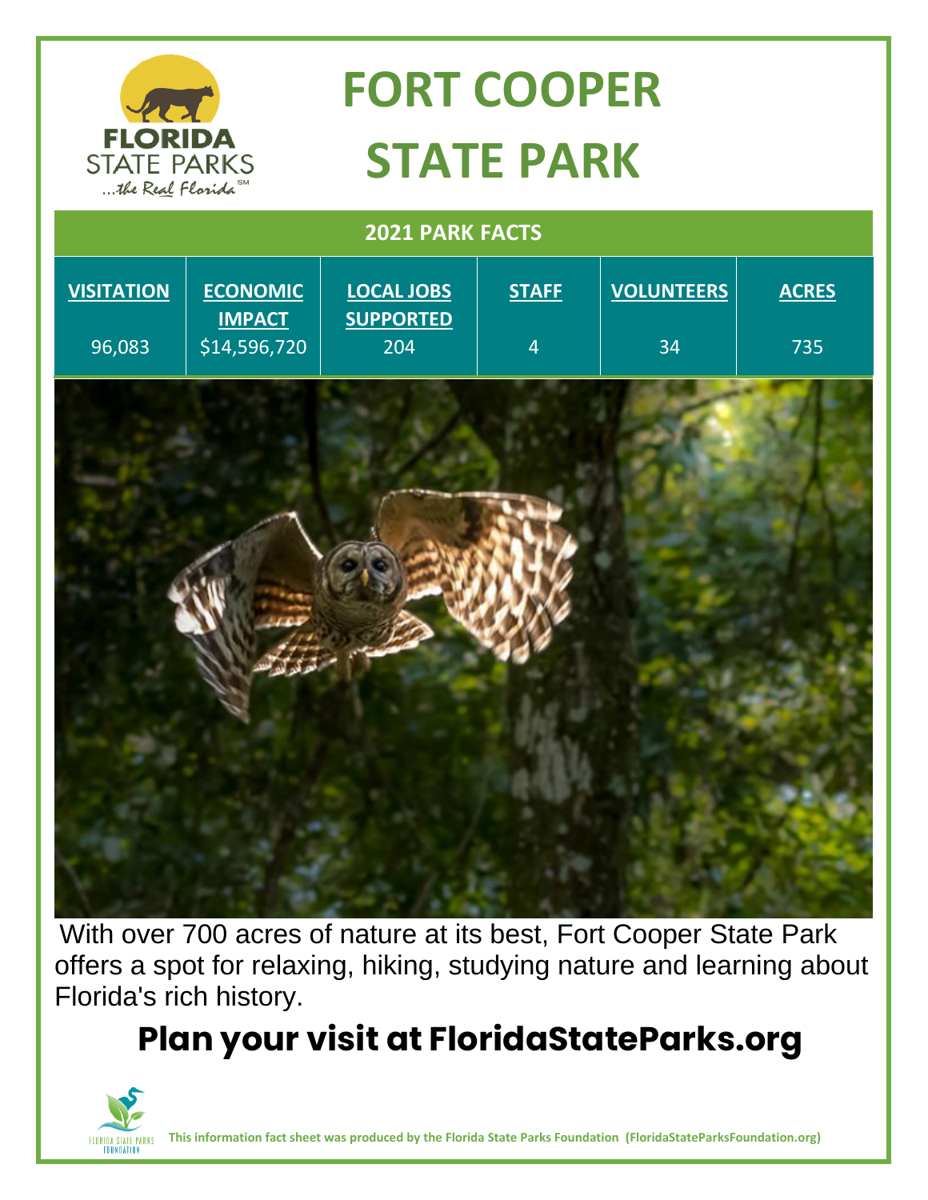# FORT COOPER STATE PARK

## 2021 PARK FACTS

| VISITATION | ECONOMIC IMPACT | LOCAL JOBS SUPPORTED | STAFF | VOLUNTEERS | ACRES |
|---|---|---|---|---|---|
| 96,083 | $14,596,720 | 204 | 4 | 34 | 735 |

With over 700 acres of nature at its best, Fort Cooper State Park offers a spot for relaxing, hiking, studying nature and learning about Florida's rich history.

## Plan your visit at FloridaStateParks.org

**This information fact sheet was produced by the Florida State Parks Foundation (FloridaStateParksFoundation.org)**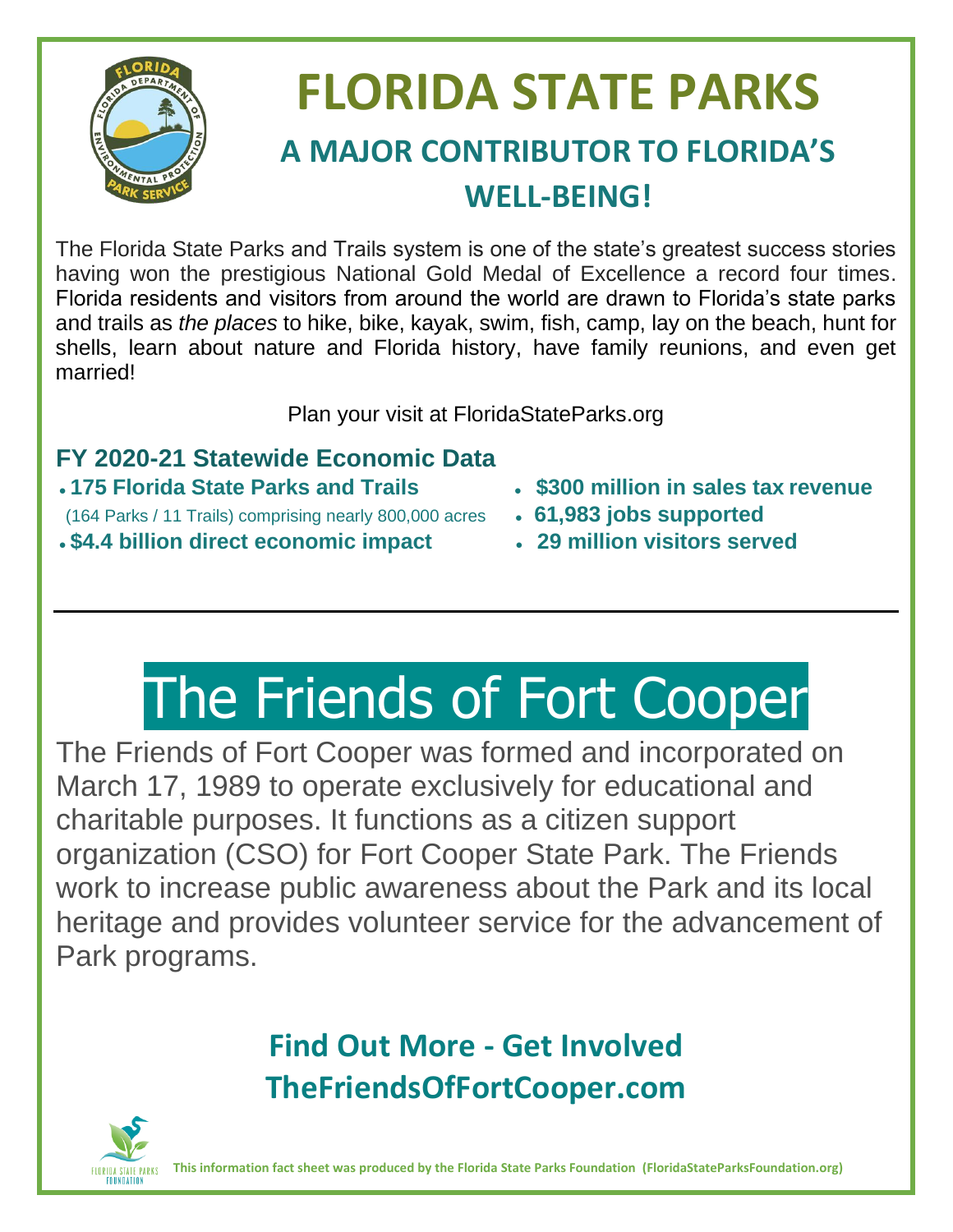# FLORIDA STATE PARKS

## A MAJOR CONTRIBUTOR TO FLORIDA'S WELL-BEING!

The Florida State Parks and Trails system is one of the state's greatest success stories having won the prestigious National Gold Medal of Excellence a record four times. Florida residents and visitors from around the world are drawn to Florida's state parks and trails as *the places* to hike, bike, kayak, swim, fish, camp, lay on the beach, hunt for shells, learn about nature and Florida history, have family reunions, and even get married!

Plan your visit at FloridaStateParks.org

### FY 2020-21 Statewide Economic Data

- **175 Florida State Parks and Trails**
  (164 Parks / 11 Trails) comprising nearly 800,000 acres
- **$4.4 billion direct economic impact**
- **$300 million in sales tax revenue**
- **61,983 jobs supported**
- **29 million visitors served**

---

# The Friends of Fort Cooper

The Friends of Fort Cooper was formed and incorporated on March 17, 1989 to operate exclusively for educational and charitable purposes. It functions as a citizen support organization (CSO) for Fort Cooper State Park. The Friends work to increase public awareness about the Park and its local heritage and provides volunteer service for the advancement of Park programs.

## Find Out More - Get Involved
## TheFriendsOfFortCooper.com

**This information fact sheet was produced by the Florida State Parks Foundation (FloridaStateParksFoundation.org)**